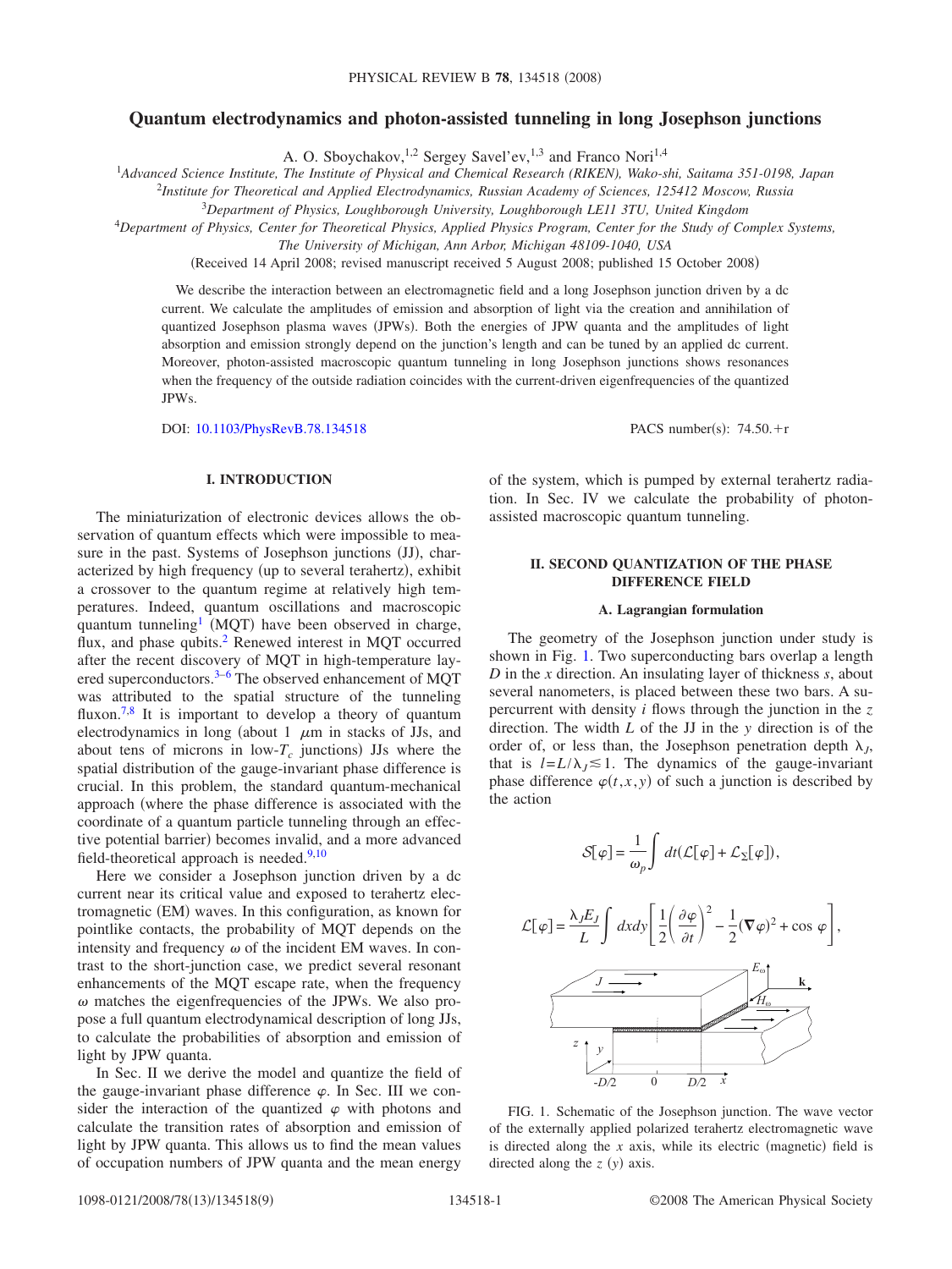# Quantum electrodynamics and photon-assisted tunneling in long Josephson junctions

A. O. Sboychakov,[1,2] Sergey Savel'ev,[1,3] and Franco Nori[1,4]

[1]*Advanced Science Institute, The Institute of Physical and Chemical Research (RIKEN), Wako-shi, Saitama 351-0198, Japan*
[2]*Institute for Theoretical and Applied Electrodynamics, Russian Academy of Sciences, 125412 Moscow, Russia*
[3]*Department of Physics, Loughborough University, Loughborough LE11 3TU, United Kingdom*
[4]*Department of Physics, Center for Theoretical Physics, Applied Physics Program, Center for the Study of Complex Systems, The University of Michigan, Ann Arbor, Michigan 48109-1040, USA*

(Received 14 April 2008; revised manuscript received 5 August 2008; published 15 October 2008)

We describe the interaction between an electromagnetic field and a long Josephson junction driven by a dc current. We calculate the amplitudes of emission and absorption of light via the creation and annihilation of quantized Josephson plasma waves (JPWs). Both the energies of JPW quanta and the amplitudes of light absorption and emission strongly depend on the junction's length and can be tuned by an applied dc current. Moreover, photon-assisted macroscopic quantum tunneling in long Josephson junctions shows resonances when the frequency of the outside radiation coincides with the current-driven eigenfrequencies of the quantized JPWs.

DOI: 10.1103/PhysRevB.78.134518 PACS number(s): 74.50.+r

## I. INTRODUCTION

The miniaturization of electronic devices allows the observation of quantum effects which were impossible to measure in the past. Systems of Josephson junctions (JJ), characterized by high frequency (up to several terahertz), exhibit a crossover to the quantum regime at relatively high temperatures. Indeed, quantum oscillations and macroscopic quantum tunneling[1] (MQT) have been observed in charge, flux, and phase qubits.[2] Renewed interest in MQT occurred after the recent discovery of MQT in high-temperature layered superconductors.[3–6] The observed enhancement of MQT was attributed to the spatial structure of the tunneling fluxon.[7,8] It is important to develop a theory of quantum electrodynamics in long (about 1 $\mu$m in stacks of JJs, and about tens of microns in low-$T_c$ junctions) JJs where the spatial distribution of the gauge-invariant phase difference is crucial. In this problem, the standard quantum-mechanical approach (where the phase difference is associated with the coordinate of a quantum particle tunneling through an effective potential barrier) becomes invalid, and a more advanced field-theoretical approach is needed.[9,10]

Here we consider a Josephson junction driven by a dc current near its critical value and exposed to terahertz electromagnetic (EM) waves. In this configuration, as known for pointlike contacts, the probability of MQT depends on the intensity and frequency $\omega$ of the incident EM waves. In contrast to the short-junction case, we predict several resonant enhancements of the MQT escape rate, when the frequency $\omega$ matches the eigenfrequencies of the JPWs. We also propose a full quantum electrodynamical description of long JJs, to calculate the probabilities of absorption and emission of light by JPW quanta.

In Sec. II we derive the model and quantize the field of the gauge-invariant phase difference $\varphi$. In Sec. III we consider the interaction of the quantized $\varphi$ with photons and calculate the transition rates of absorption and emission of light by JPW quanta. This allows us to find the mean values of occupation numbers of JPW quanta and the mean energy of the system, which is pumped by external terahertz radiation. In Sec. IV we calculate the probability of photon-assisted macroscopic quantum tunneling.

## II. SECOND QUANTIZATION OF THE PHASE DIFFERENCE FIELD

### A. Lagrangian formulation

The geometry of the Josephson junction under study is shown in Fig. 1. Two superconducting bars overlap a length $D$ in the $x$ direction. An insulating layer of thickness $s$, about several nanometers, is placed between these two bars. A supercurrent with density $i$ flows through the junction in the $z$ direction. The width $L$ of the JJ in the $y$ direction is of the order of, or less than, the Josephson penetration depth $\lambda_J$, that is $l = L/\lambda_J \lesssim 1$. The dynamics of the gauge-invariant phase difference $\varphi(t,x,y)$ of such a junction is described by the action

$$\mathcal{S}[\varphi] = \frac{1}{\omega_p} \int dt (\mathcal{L}[\varphi] + \mathcal{L}_{\Sigma}[\varphi]),$$

$$\mathcal{L}[\varphi] = \frac{\lambda_J E_J}{L} \int dx dy \left[ \frac{1}{2} \left( \frac{\partial \varphi}{\partial t} \right)^2 - \frac{1}{2} (\nabla \varphi)^2 + \cos \varphi \right],$$

FIG. 1. Schematic of the Josephson junction. The wave vector of the externally applied polarized terahertz electromagnetic wave is directed along the $x$ axis, while its electric (magnetic) field is directed along the $z$ ($y$) axis.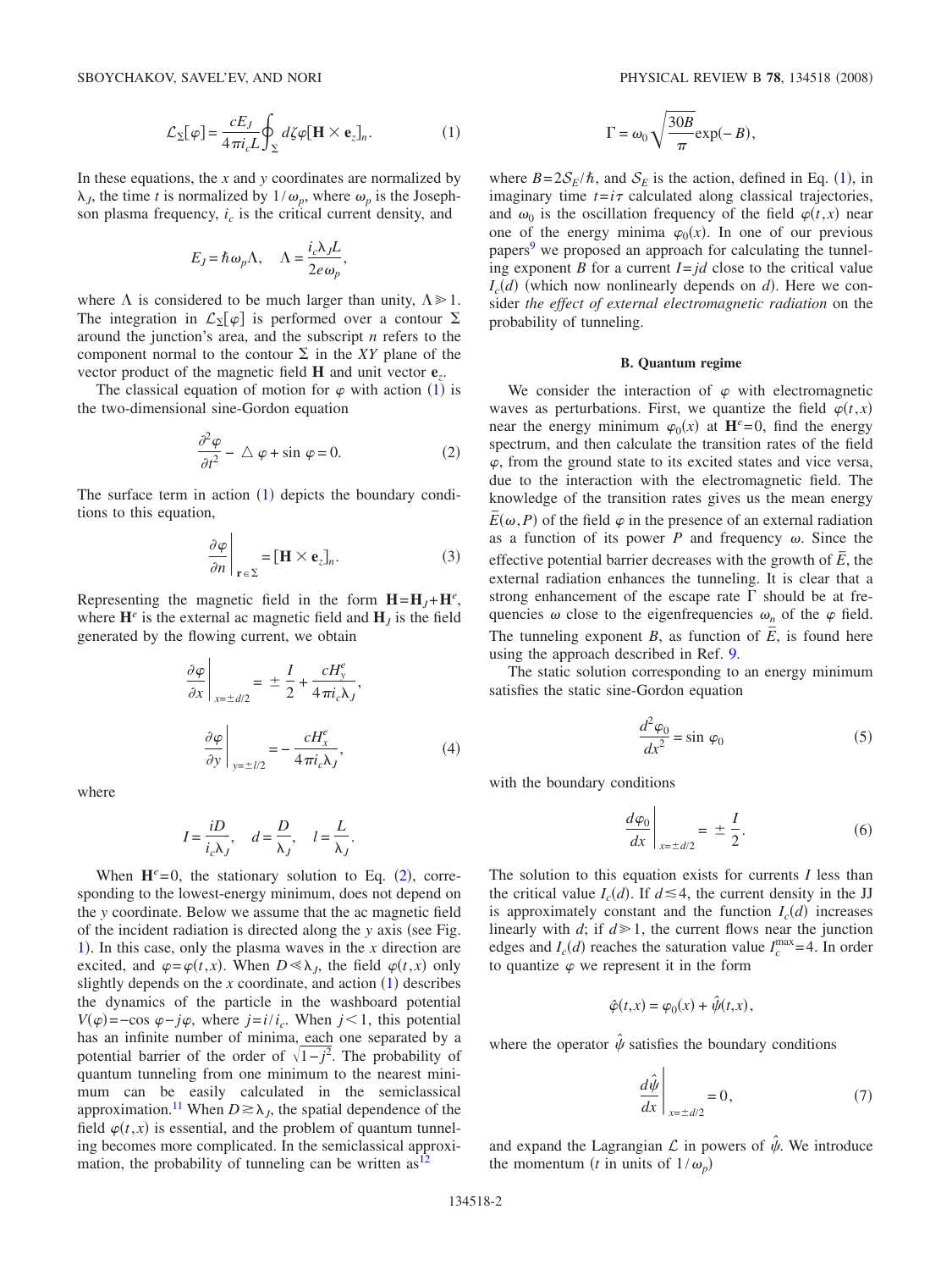$$\mathcal{L}_\Sigma[\varphi] = \frac{cE_J}{4\pi i_c L}\oint_\Sigma d\zeta \varphi[\mathbf{H}\times\mathbf{e}_z]_n. \quad (1)$$

In these equations, the $x$ and $y$ coordinates are normalized by $\lambda_J$, the time $t$ is normalized by $1/\omega_p$, where $\omega_p$ is the Josephson plasma frequency, $i_c$ is the critical current density, and

$$E_J = \hbar\omega_p\Lambda, \quad \Lambda = \frac{i_c\lambda_J L}{2e\omega_p},$$

where $\Lambda$ is considered to be much larger than unity, $\Lambda \gg 1$. The integration in $\mathcal{L}_\Sigma[\varphi]$ is performed over a contour $\Sigma$ around the junction's area, and the subscript $n$ refers to the component normal to the contour $\Sigma$ in the $XY$ plane of the vector product of the magnetic field $\mathbf{H}$ and unit vector $\mathbf{e}_z$.

The classical equation of motion for $\varphi$ with action (1) is the two-dimensional sine-Gordon equation

$$\frac{\partial^2\varphi}{\partial t^2} - \triangle\varphi + \sin\varphi = 0. \quad (2)$$

The surface term in action (1) depicts the boundary conditions to this equation,

$$\left.\frac{\partial\varphi}{\partial n}\right|_{\mathbf{r}\in\Sigma} = [\mathbf{H}\times\mathbf{e}_z]_n. \quad (3)$$

Representing the magnetic field in the form $\mathbf{H}=\mathbf{H}_J+\mathbf{H}^e$, where $\mathbf{H}^e$ is the external ac magnetic field and $\mathbf{H}_J$ is the field generated by the flowing current, we obtain

$$\left.\frac{\partial\varphi}{\partial x}\right|_{x=\pm d/2} = \pm\frac{I}{2} + \frac{cH_y^e}{4\pi i_c\lambda_J},$$

$$\left.\frac{\partial\varphi}{\partial y}\right|_{y=\pm l/2} = -\frac{cH_x^e}{4\pi i_c\lambda_J}, \quad (4)$$

where

$$I = \frac{iD}{i_c\lambda_J}, \quad d = \frac{D}{\lambda_J}, \quad l = \frac{L}{\lambda_J}.$$

When $\mathbf{H}^e=0$, the stationary solution to Eq. (2), corresponding to the lowest-energy minimum, does not depend on the $y$ coordinate. Below we assume that the ac magnetic field of the incident radiation is directed along the $y$ axis (see Fig. 1). In this case, only the plasma waves in the $x$ direction are excited, and $\varphi=\varphi(t,x)$. When $D \ll \lambda_J$, the field $\varphi(t,x)$ only slightly depends on the $x$ coordinate, and action (1) describes the dynamics of the particle in the washboard potential $V(\varphi) = -\cos\varphi - j\varphi$, where $j=i/i_c$. When $j<1$, this potential has an infinite number of minima, each one separated by a potential barrier of the order of $\sqrt{1-j^2}$. The probability of quantum tunneling from one minimum to the nearest minimum can be easily calculated in the semiclassical approximation.[11] When $D \gtrsim \lambda_J$, the spatial dependence of the field $\varphi(t,x)$ is essential, and the problem of quantum tunneling becomes more complicated. In the semiclassical approximation, the probability of tunneling can be written as[12]

$$\Gamma = \omega_0\sqrt{\frac{30B}{\pi}}\exp(-B),$$

where $B=2\mathcal{S}_E/\hbar$, and $\mathcal{S}_E$ is the action, defined in Eq. (1), in imaginary time $t=i\tau$ calculated along classical trajectories, and $\omega_0$ is the oscillation frequency of the field $\varphi(t,x)$ near one of the energy minima $\varphi_0(x)$. In one of our previous papers[9] we proposed an approach for calculating the tunneling exponent $B$ for a current $I=jd$ close to the critical value $I_c(d)$ (which now nonlinearly depends on $d$). Here we consider *the effect of external electromagnetic radiation* on the probability of tunneling.

### B. Quantum regime

We consider the interaction of $\varphi$ with electromagnetic waves as perturbations. First, we quantize the field $\varphi(t,x)$ near the energy minimum $\varphi_0(x)$ at $\mathbf{H}^e=0$, find the energy spectrum, and then calculate the transition rates of the field $\varphi$, from the ground state to its excited states and vice versa, due to the interaction with the electromagnetic field. The knowledge of the transition rates gives us the mean energy $\bar{E}(\omega,P)$ of the field $\varphi$ in the presence of an external radiation as a function of its power $P$ and frequency $\omega$. Since the effective potential barrier decreases with the growth of $\bar{E}$, the external radiation enhances the tunneling. It is clear that a strong enhancement of the escape rate $\Gamma$ should be at frequencies $\omega$ close to the eigenfrequencies $\omega_n$ of the $\varphi$ field. The tunneling exponent $B$, as function of $\bar{E}$, is found here using the approach described in Ref. 9.

The static solution corresponding to an energy minimum satisfies the static sine-Gordon equation

$$\frac{d^2\varphi_0}{dx^2} = \sin\varphi_0 \quad (5)$$

with the boundary conditions

$$\left.\frac{d\varphi_0}{dx}\right|_{x=\pm d/2} = \pm\frac{I}{2}. \quad (6)$$

The solution to this equation exists for currents $I$ less than the critical value $I_c(d)$. If $d \lesssim 4$, the current density in the JJ is approximately constant and the function $I_c(d)$ increases linearly with $d$; if $d \gg 1$, the current flows near the junction edges and $I_c(d)$ reaches the saturation value $I_c^{\max}=4$. In order to quantize $\varphi$ we represent it in the form

$$\hat{\varphi}(t,x) = \varphi_0(x) + \hat{\psi}(t,x),$$

where the operator $\hat{\psi}$ satisfies the boundary conditions

$$\left.\frac{d\hat{\psi}}{dx}\right|_{x=\pm d/2} = 0, \quad (7)$$

and expand the Lagrangian $\mathcal{L}$ in powers of $\hat{\psi}$. We introduce the momentum ($t$ in units of $1/\omega_p$)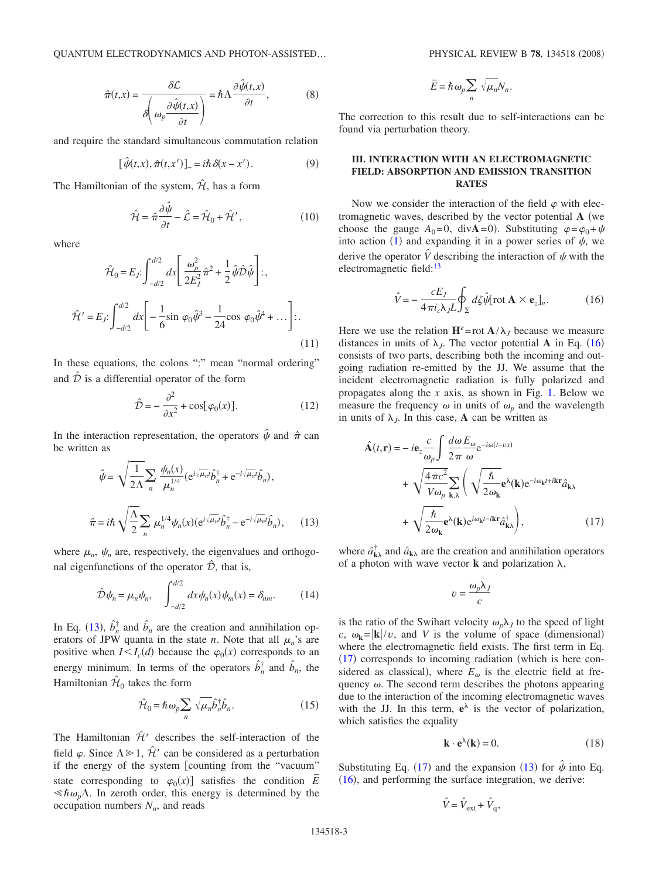$$\hat{\pi}(t,x) = \frac{\delta \mathcal{L}}{\delta\left(\omega_p \frac{\partial \hat{\psi}(t,x)}{\partial t}\right)} = \hbar \Lambda \frac{\partial \hat{\psi}(t,x)}{\partial t}, \tag{8}$$

and require the standard simultaneous commutation relation

$$[\hat{\psi}(t,x), \hat{\pi}(t,x')]_- = i\hbar \delta(x - x'). \tag{9}$$

The Hamiltonian of the system, $\hat{\mathcal{H}}$, has a form

$$\hat{\mathcal{H}} = \hat{\pi}\frac{\partial \hat{\psi}}{\partial t} - \hat{\mathcal{L}} = \hat{\mathcal{H}}_0 + \hat{\mathcal{H}}', \tag{10}$$

where

$$\hat{\mathcal{H}}_0 = E_J : \int_{-d/2}^{d/2} dx \left[ \frac{\omega_p^2}{2E_J^2}\hat{\pi}^2 + \frac{1}{2}\hat{\psi}\hat{\mathcal{D}}\hat{\psi} \right] :,$$

$$\hat{\mathcal{H}}' = E_J : \int_{-d/2}^{d/2} dx \left[ -\frac{1}{6}\sin \varphi_0 \hat{\psi}^3 - \frac{1}{24}\cos \varphi_0 \hat{\psi}^4 + \ldots \right] :. \tag{11}$$

In these equations, the colons ":" mean "normal ordering" and $\hat{\mathcal{D}}$ is a differential operator of the form

$$\hat{\mathcal{D}} = -\frac{\partial^2}{\partial x^2} + \cos[\varphi_0(x)]. \tag{12}$$

In the interaction representation, the operators $\hat{\psi}$ and $\hat{\pi}$ can be written as

$$\hat{\psi} = \sqrt{\frac{1}{2\Lambda}} \sum_n \frac{\psi_n(x)}{\mu_n^{1/4}} (e^{i\sqrt{\mu_n}t}\hat{b}_n^\dagger + e^{-i\sqrt{\mu_n}t}\hat{b}_n),$$

$$\hat{\pi} = i\hbar \sqrt{\frac{\Lambda}{2}} \sum_n \mu_n^{1/4}\psi_n(x)(e^{i\sqrt{\mu_n}t}\hat{b}_n^\dagger - e^{-i\sqrt{\mu_n}t}\hat{b}_n), \tag{13}$$

where $\mu_n$, $\psi_n$ are, respectively, the eigenvalues and orthogonal eigenfunctions of the operator $\hat{\mathcal{D}}$, that is,

$$\hat{\mathcal{D}}\psi_n = \mu_n \psi_n, \quad \int_{-d/2}^{d/2} dx \psi_n(x)\psi_m(x) = \delta_{nm}. \tag{14}$$

In Eq. (13), $\hat{b}_n^\dagger$ and $\hat{b}_n$ are the creation and annihilation operators of JPW quanta in the state $n$. Note that all $\mu_n$'s are positive when $I < I_c(d)$ because the $\varphi_0(x)$ corresponds to an energy minimum. In terms of the operators $\hat{b}_n^\dagger$ and $\hat{b}_n$, the Hamiltonian $\hat{\mathcal{H}}_0$ takes the form

$$\hat{\mathcal{H}}_0 = \hbar \omega_p \sum_n \sqrt{\mu_n}\hat{b}_n^\dagger \hat{b}_n. \tag{15}$$

The Hamiltonian $\hat{\mathcal{H}}'$ describes the self-interaction of the field $\varphi$. Since $\Lambda \gg 1$, $\hat{\mathcal{H}}'$ can be considered as a perturbation if the energy of the system [counting from the "vacuum" state corresponding to $\varphi_0(x)$] satisfies the condition $\bar{E} \ll \hbar\omega_p \Lambda$. In zeroth order, this energy is determined by the occupation numbers $N_n$, and reads

$$\bar{E} = \hbar \omega_p \sum_n \sqrt{\mu_n} N_n.$$

The correction to this result due to self-interactions can be found via perturbation theory.

## III. INTERACTION WITH AN ELECTROMAGNETIC FIELD: ABSORPTION AND EMISSION TRANSITION RATES

Now we consider the interaction of the field $\varphi$ with electromagnetic waves, described by the vector potential $\mathbf{A}$ (we choose the gauge $A_0=0$, $\text{div}\mathbf{A}=0$). Substituting $\varphi=\varphi_0+\psi$ into action (1) and expanding it in a power series of $\psi$, we derive the operator $\hat{V}$ describing the interaction of $\psi$ with the electromagnetic field:[13]

$$\hat{V} = -\frac{cE_J}{4\pi i_c \lambda_J L}\oint_\Sigma d\zeta \hat{\psi}[\text{rot}\,\mathbf{A} \times \mathbf{e}_z]_n. \tag{16}$$

Here we use the relation $\mathbf{H}^e = \text{rot}\,\mathbf{A}/\lambda_J$ because we measure distances in units of $\lambda_J$. The vector potential $\mathbf{A}$ in Eq. (16) consists of two parts, describing both the incoming and outgoing radiation re-emitted by the JJ. We assume that the incident electromagnetic radiation is fully polarized and propagates along the $x$ axis, as shown in Fig. 1. Below we measure the frequency $\omega$ in units of $\omega_p$ and the wavelength in units of $\lambda_J$. In this case, $\mathbf{A}$ can be written as

$$\hat{\mathbf{A}}(t,\mathbf{r}) = -i\mathbf{e}_z \frac{c}{\omega_p}\int \frac{d\omega}{2\pi}\frac{E_\omega}{\omega}e^{-i\omega(t-vx)} + \sqrt{\frac{4\pi c^2}{V\omega_p}}\sum_{\mathbf{k},\lambda}\left(\sqrt{\frac{\hbar}{2\omega_\mathbf{k}}}\mathbf{e}^\lambda(\mathbf{k})e^{-i\omega_\mathbf{k}t+i\mathbf{kr}}\hat{a}_{\mathbf{k}\lambda} + \sqrt{\frac{\hbar}{2\omega_\mathbf{k}}}\mathbf{e}^\lambda(\mathbf{k})e^{i\omega_\mathbf{k}t-i\mathbf{kr}}\hat{a}_{\mathbf{k}\lambda}^\dagger\right), \tag{17}$$

where $\hat{a}_{\mathbf{k}\lambda}^\dagger$ and $\hat{a}_{\mathbf{k}\lambda}$ are the creation and annihilation operators of a photon with wave vector $\mathbf{k}$ and polarization $\lambda$,

$$v = \frac{\omega_p \lambda_J}{c}$$

is the ratio of the Swihart velocity $\omega_p\lambda_J$ to the speed of light $c$, $\omega_\mathbf{k}=|\mathbf{k}|/v$, and $V$ is the volume of space (dimensional) where the electromagnetic field exists. The first term in Eq. (17) corresponds to incoming radiation (which is here considered as classical), where $E_\omega$ is the electric field at frequency $\omega$. The second term describes the photons appearing due to the interaction of the incoming electromagnetic waves with the JJ. In this term, $\mathbf{e}^\lambda$ is the vector of polarization, which satisfies the equality

$$\mathbf{k} \cdot \mathbf{e}^\lambda(\mathbf{k}) = 0. \tag{18}$$

Substituting Eq. (17) and the expansion (13) for $\hat{\psi}$ into Eq. (16), and performing the surface integration, we derive:

$$\hat{V} = \hat{V}_{\text{ext}} + \hat{V}_{\text{q}},$$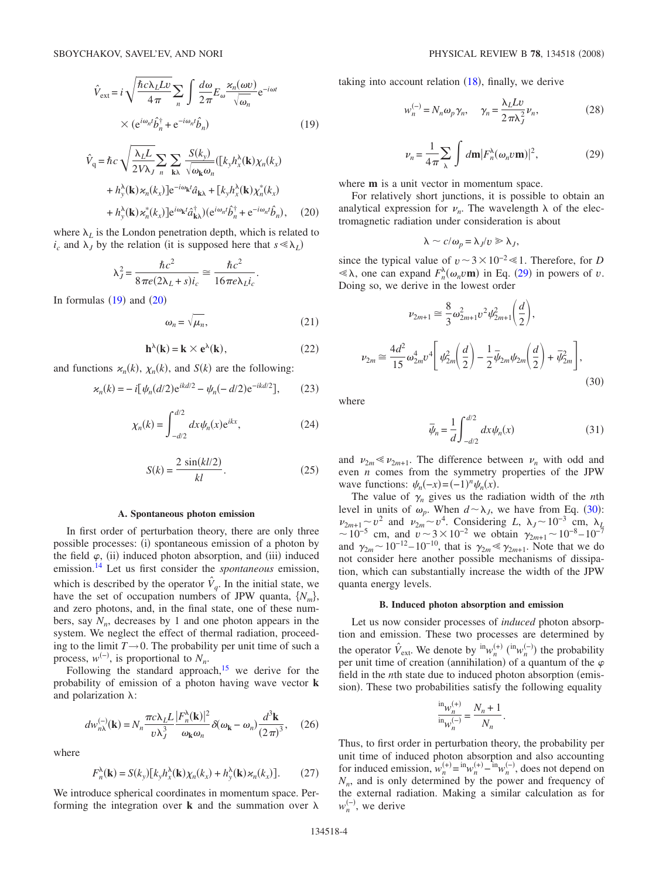$$\hat{V}_{\rm ext} = i\sqrt{\frac{\hbar c \lambda_L L v}{4\pi}} \sum_n \int \frac{d\omega}{2\pi} E_\omega \frac{\varkappa_n(\omega v)}{\sqrt{\omega_n}} \mathrm{e}^{-i\omega t} \times (\mathrm{e}^{i\omega_n t}\hat{b}_n^\dagger + \mathrm{e}^{-i\omega_n t}\hat{b}_n) \tag{19}$$

$$\hat{V}_{\rm q} = \hbar c \sqrt{\frac{\lambda_L L}{2V\lambda_J}} \sum_n \sum_{\mathbf{k}\lambda} \frac{S(k_y)}{\sqrt{\omega_{\mathbf{k}}\omega_n}} ([k_y h_x^\lambda(\mathbf{k})\chi_n(k_x) + h_y^\lambda(\mathbf{k})\varkappa_n(k_x)]\mathrm{e}^{-i\omega_{\mathbf{k}} t}\hat{a}_{\mathbf{k}\lambda} + [k_y h_x^\lambda(\mathbf{k})\chi_n^*(k_x) + h_y^\lambda(\mathbf{k})\varkappa_n^*(k_x)]\mathrm{e}^{i\omega_{\mathbf{k}} t}\hat{a}_{\mathbf{k}\lambda}^\dagger)(\mathrm{e}^{i\omega_n t}\hat{b}_n^\dagger + \mathrm{e}^{-i\omega_n t}\hat{b}_n), \tag{20}$$

where $\lambda_L$ is the London penetration depth, which is related to $i_c$ and $\lambda_J$ by the relation (it is supposed here that $s \ll \lambda_L$)

$$\lambda_J^2 = \frac{\hbar c^2}{8\pi e(2\lambda_L + s)i_c} \cong \frac{\hbar c^2}{16\pi e \lambda_L i_c}.$$

In formulas (19) and (20)

$$\omega_n = \sqrt{\mu_n}, \tag{21}$$

$$\mathbf{h}^\lambda(\mathbf{k}) = \mathbf{k} \times \mathbf{e}^\lambda(\mathbf{k}), \tag{22}$$

and functions $\varkappa_n(k)$, $\chi_n(k)$, and $S(k)$ are the following:

$$\varkappa_n(k) = -i[\psi_n(d/2)\mathrm{e}^{ikd/2} - \psi_n(-d/2)\mathrm{e}^{-ikd/2}], \tag{23}$$

$$\chi_n(k) = \int_{-d/2}^{d/2} dx \psi_n(x)\mathrm{e}^{ikx}, \tag{24}$$

$$S(k) = \frac{2\sin(kl/2)}{kl}. \tag{25}$$

### A. Spontaneous photon emission

In first order of perturbation theory, there are only three possible processes: (i) spontaneous emission of a photon by the field $\varphi$, (ii) induced photon absorption, and (iii) induced emission.[14] Let us first consider the *spontaneous* emission, which is described by the operator $\hat{V}_q$. In the initial state, we have the set of occupation numbers of JPW quanta, $\{N_m\}$, and zero photons, and, in the final state, one of these numbers, say $N_n$, decreases by 1 and one photon appears in the system. We neglect the effect of thermal radiation, proceeding to the limit $T \to 0$. The probability per unit time of such a process, $w^{(-)}$, is proportional to $N_n$.

Following the standard approach,[15] we derive for the probability of emission of a photon having wave vector $\mathbf{k}$ and polarization $\lambda$:

$$dw_{n\lambda}^{(-)}(\mathbf{k}) = N_n \frac{\pi c \lambda_L L}{v \lambda_J^3} \frac{|F_n^\lambda(\mathbf{k})|^2}{\omega_{\mathbf{k}}\omega_n} \delta(\omega_{\mathbf{k}} - \omega_n) \frac{d^3\mathbf{k}}{(2\pi)^3}, \tag{26}$$

where

$$F_n^\lambda(\mathbf{k}) = S(k_y)[k_y h_x^\lambda(\mathbf{k})\chi_n(k_x) + h_y^\lambda(\mathbf{k})\varkappa_n(k_x)]. \tag{27}$$

We introduce spherical coordinates in momentum space. Performing the integration over $\mathbf{k}$ and the summation over $\lambda$ taking into account relation (18), finally, we derive

$$w_n^{(-)} = N_n \omega_p \gamma_n, \quad \gamma_n = \frac{\lambda_L L v}{2\pi\lambda_J^2}\nu_n, \tag{28}$$

$$\nu_n = \frac{1}{4\pi}\sum_\lambda \int d\mathbf{m}|F_n^\lambda(\omega_n v \mathbf{m})|^2, \tag{29}$$

where $\mathbf{m}$ is a unit vector in momentum space.

For relatively short junctions, it is possible to obtain an analytical expression for $\nu_n$. The wavelength $\lambda$ of the electromagnetic radiation under consideration is about

$$\lambda \sim c/\omega_p = \lambda_J/v \gg \lambda_J,$$

since the typical value of $v \sim 3\times 10^{-2} \ll 1$. Therefore, for $D \ll \lambda$, one can expand $F_n^\lambda(\omega_n v \mathbf{m})$ in Eq. (29) in powers of $v$. Doing so, we derive in the lowest order

$$\nu_{2m+1} \cong \frac{8}{3}\omega_{2m+1}^2 v^2 \psi_{2m+1}^2\left(\frac{d}{2}\right),$$

$$\nu_{2m} \cong \frac{4d^2}{15}\omega_{2m}^4 v^4 \left[\psi_{2m}^2\left(\frac{d}{2}\right) - \frac{1}{2}\bar{\psi}_{2m}\psi_{2m}\left(\frac{d}{2}\right) + \bar{\psi}_{2m}^2\right], \tag{30}$$

where

$$\bar{\psi}_n = \frac{1}{d}\int_{-d/2}^{d/2} dx \psi_n(x) \tag{31}$$

and $\nu_{2m} \ll \nu_{2m+1}$. The difference between $\nu_n$ with odd and even $n$ comes from the symmetry properties of the JPW wave functions: $\psi_n(-x) = (-1)^n \psi_n(x)$.

The value of $\gamma_n$ gives us the radiation width of the $n$th level in units of $\omega_p$. When $d \sim \lambda_J$, we have from Eq. (30): $\nu_{2m+1} \sim v^2$ and $\nu_{2m} \sim v^4$. Considering $L$, $\lambda_J \sim 10^{-3}$ cm, $\lambda_L \sim 10^{-5}$ cm, and $v \sim 3\times 10^{-2}$ we obtain $\gamma_{2m+1} \sim 10^{-8}$–$10^{-7}$ and $\gamma_{2m} \sim 10^{-12}$–$10^{-10}$, that is $\gamma_{2m} \ll \gamma_{2m+1}$. Note that we do not consider here another possible mechanisms of dissipation, which can substantially increase the width of the JPW quanta energy levels.

### B. Induced photon absorption and emission

Let us now consider processes of *induced* photon absorption and emission. These two processes are determined by the operator $\hat{V}_{\rm ext}$. We denote by ${}^{\rm in}w_n^{(+)}$ (${}^{\rm in}w_n^{(-)}$) the probability per unit time of creation (annihilation) of a quantum of the $\varphi$ field in the $n$th state due to induced photon absorption (emission). These two probabilities satisfy the following equality

$$\frac{{}^{\rm in}w_n^{(+)}}{{}^{\rm in}w_n^{(-)}} = \frac{N_n + 1}{N_n}.$$

Thus, to first order in perturbation theory, the probability per unit time of induced photon absorption and also accounting for induced emission, $w_n^{(+)} = {}^{\rm in}w_n^{(+)} - {}^{\rm in}w_n^{(-)}$, does not depend on $N_n$, and is only determined by the power and frequency of the external radiation. Making a similar calculation as for $w_n^{(-)}$, we derive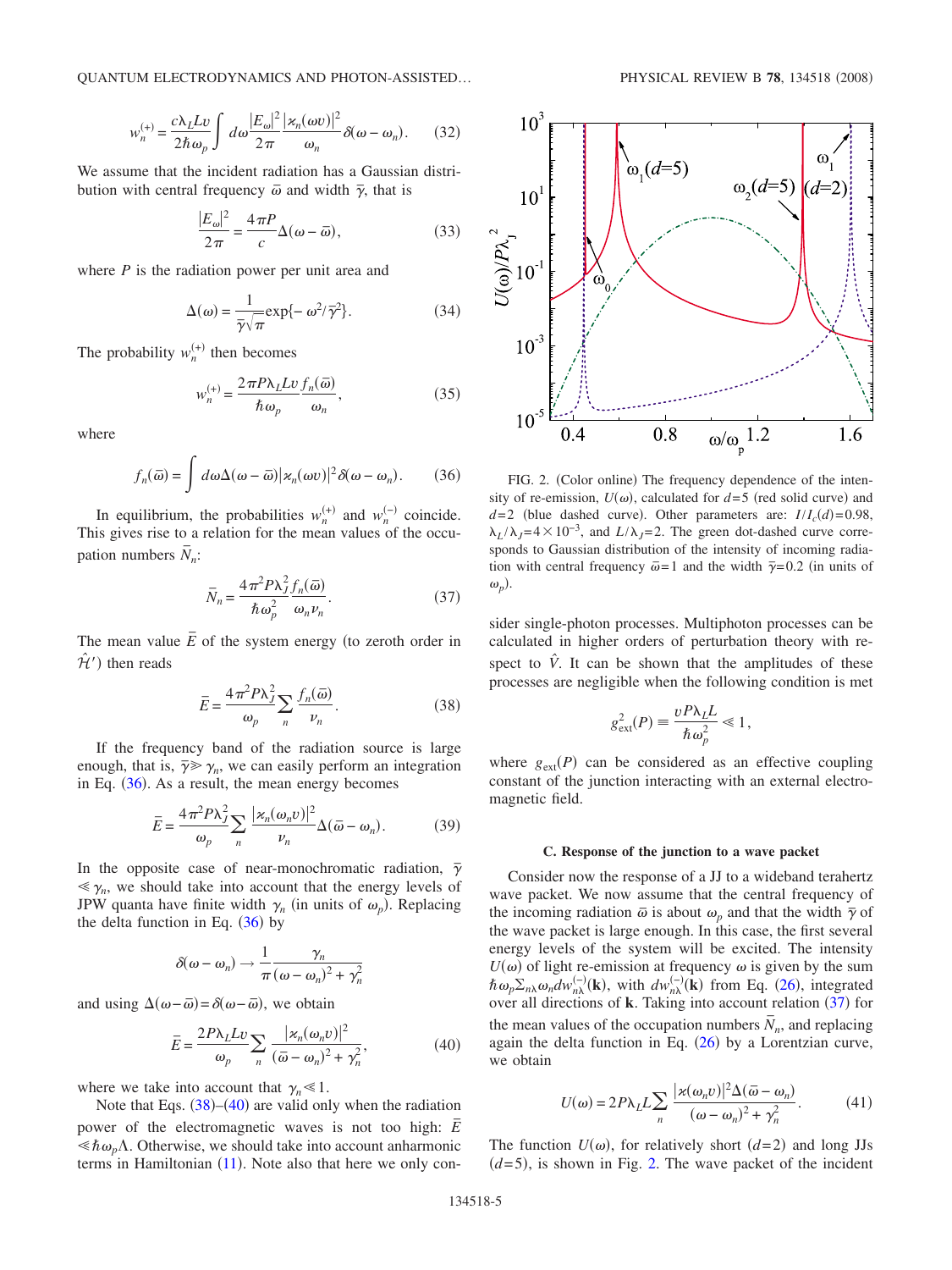$$w_n^{(+)} = \frac{c\lambda_L L v}{2\hbar\omega_p}\int d\omega \frac{|E_\omega|^2}{2\pi}\frac{|\varkappa_n(\omega v)|^2}{\omega_n}\delta(\omega-\omega_n). \tag{32}$$

We assume that the incident radiation has a Gaussian distribution with central frequency $\bar{\omega}$ and width $\bar{\gamma}$, that is

$$\frac{|E_\omega|^2}{2\pi} = \frac{4\pi P}{c}\Delta(\omega-\bar{\omega}), \tag{33}$$

where $P$ is the radiation power per unit area and

$$\Delta(\omega) = \frac{1}{\bar{\gamma}\sqrt{\pi}}\exp\{-\omega^2/\bar{\gamma}^2\}. \tag{34}$$

The probability $w_n^{(+)}$ then becomes

$$w_n^{(+)} = \frac{2\pi P\lambda_L L v}{\hbar\omega_p}\frac{f_n(\bar{\omega})}{\omega_n}, \tag{35}$$

where

$$f_n(\bar{\omega}) = \int d\omega \Delta(\omega-\bar{\omega})|\varkappa_n(\omega v)|^2\delta(\omega-\omega_n). \tag{36}$$

In equilibrium, the probabilities $w_n^{(+)}$ and $w_n^{(-)}$ coincide. This gives rise to a relation for the mean values of the occupation numbers $\bar{N}_n$:

$$\bar{N}_n = \frac{4\pi^2 P\lambda_J^2}{\hbar\omega_p^2}\frac{f_n(\bar{\omega})}{\omega_n\nu_n}. \tag{37}$$

The mean value $\bar{E}$ of the system energy (to zeroth order in $\hat{\mathcal{H}}'$) then reads

$$\bar{E} = \frac{4\pi^2 P\lambda_J^2}{\omega_p}\sum_n \frac{f_n(\bar{\omega})}{\nu_n}. \tag{38}$$

If the frequency band of the radiation source is large enough, that is, $\bar{\gamma} \gg \gamma_n$, we can easily perform an integration in Eq. (36). As a result, the mean energy becomes

$$\bar{E} = \frac{4\pi^2 P\lambda_J^2}{\omega_p}\sum_n \frac{|\varkappa_n(\omega_n v)|^2}{\nu_n}\Delta(\bar{\omega}-\omega_n). \tag{39}$$

In the opposite case of near-monochromatic radiation, $\bar{\gamma} \ll \gamma_n$, we should take into account that the energy levels of JPW quanta have finite width $\gamma_n$ (in units of $\omega_p$). Replacing the delta function in Eq. (36) by

$$\delta(\omega-\omega_n) \rightarrow \frac{1}{\pi}\frac{\gamma_n}{(\omega-\omega_n)^2+\gamma_n^2}$$

and using $\Delta(\omega-\bar{\omega}) = \delta(\omega-\bar{\omega})$, we obtain

$$\bar{E} = \frac{2P\lambda_L L v}{\omega_p}\sum_n \frac{|\varkappa_n(\omega_n v)|^2}{(\bar{\omega}-\omega_n)^2+\gamma_n^2}, \tag{40}$$

where we take into account that $\gamma_n \ll 1$.

Note that Eqs. (38)–(40) are valid only when the radiation power of the electromagnetic waves is not too high: $\bar{E} \ll \hbar\omega_p\Lambda$. Otherwise, we should take into account anharmonic terms in Hamiltonian (11). Note also that here we only consider single-photon processes. Multiphoton processes can be calculated in higher orders of perturbation theory with respect to $\hat{V}$. It can be shown that the amplitudes of these processes are negligible when the following condition is met

$$g_{\rm ext}^2(P) \equiv \frac{vP\lambda_L L}{\hbar\omega_p^2} \ll 1,$$

where $g_{\rm ext}(P)$ can be considered as an effective coupling constant of the junction interacting with an external electromagnetic field.

FIG. 2. (Color online) The frequency dependence of the intensity of re-emission, $U(\omega)$, calculated for $d=5$ (red solid curve) and $d=2$ (blue dashed curve). Other parameters are: $I/I_c(d)=0.98$, $\lambda_L/\lambda_J=4\times10^{-3}$, and $L/\lambda_J=2$. The green dot-dashed curve corresponds to Gaussian distribution of the intensity of incoming radiation with central frequency $\bar{\omega}=1$ and the width $\bar{\gamma}=0.2$ (in units of $\omega_p$).

### C. Response of the junction to a wave packet

Consider now the response of a JJ to a wideband terahertz wave packet. We now assume that the central frequency of the incoming radiation $\bar{\omega}$ is about $\omega_p$ and that the width $\bar{\gamma}$ of the wave packet is large enough. In this case, the first several energy levels of the system will be excited. The intensity $U(\omega)$ of light re-emission at frequency $\omega$ is given by the sum $\hbar\omega_p\Sigma_{n\lambda}\omega_n dw_{n\lambda}^{(-)}(\mathbf{k})$, with $dw_{n\lambda}^{(-)}(\mathbf{k})$ from Eq. (26), integrated over all directions of $\mathbf{k}$. Taking into account relation (37) for the mean values of the occupation numbers $\bar{N}_n$, and replacing again the delta function in Eq. (26) by a Lorentzian curve, we obtain

$$U(\omega) = 2P\lambda_L L\sum_n \frac{|\varkappa(\omega_n v)|^2\Delta(\bar{\omega}-\omega_n)}{(\omega-\omega_n)^2+\gamma_n^2}. \tag{41}$$

The function $U(\omega)$, for relatively short ($d=2$) and long JJs ($d=5$), is shown in Fig. 2. The wave packet of the incident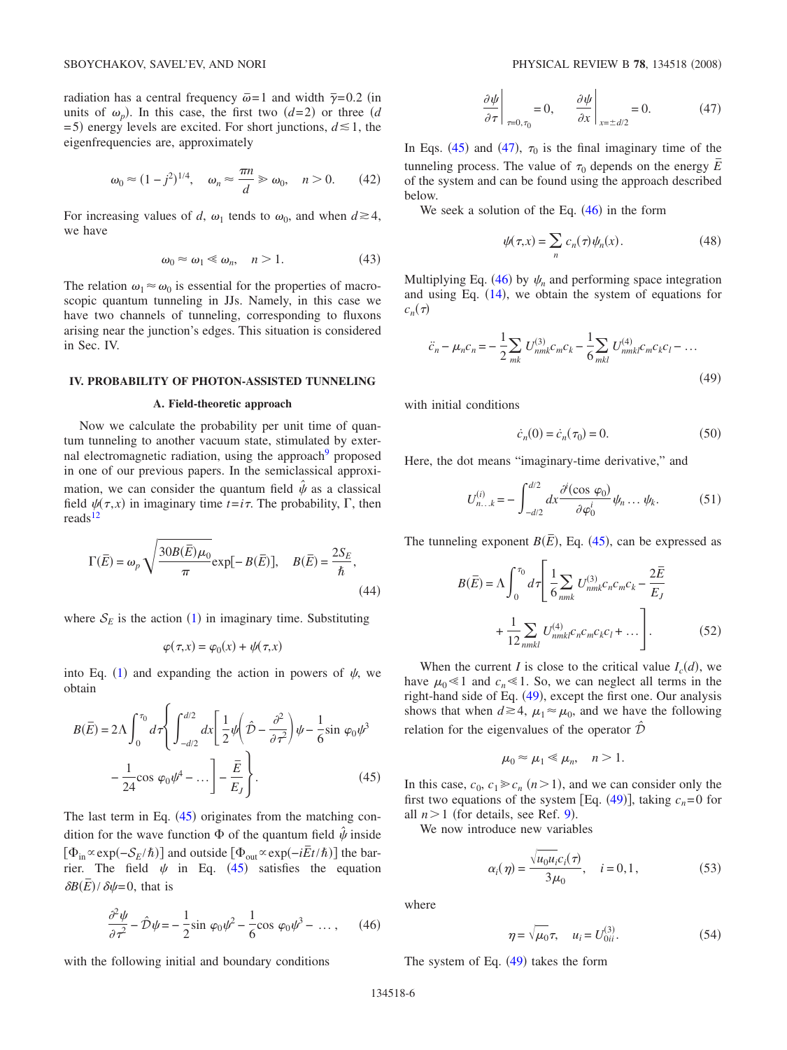radiation has a central frequency $\bar{\omega}=1$ and width $\bar{\gamma}=0.2$ (in units of $\omega_p$). In this case, the first two ($d=2$) or three ($d=5$) energy levels are excited. For short junctions, $d\lesssim 1$, the eigenfrequencies are, approximately

$$\omega_0 \approx (1-j^2)^{1/4}, \quad \omega_n \approx \frac{\pi n}{d} \gg \omega_0, \quad n>0. \tag{42}$$

For increasing values of $d$, $\omega_1$ tends to $\omega_0$, and when $d\gtrsim 4$, we have

$$\omega_0 \approx \omega_1 \ll \omega_n, \quad n>1. \tag{43}$$

The relation $\omega_1 \approx \omega_0$ is essential for the properties of macroscopic quantum tunneling in JJs. Namely, in this case we have two channels of tunneling, corresponding to fluxons arising near the junction's edges. This situation is considered in Sec. IV.

## IV. PROBABILITY OF PHOTON-ASSISTED TUNNELING

### A. Field-theoretic approach

Now we calculate the probability per unit time of quantum tunneling to another vacuum state, stimulated by external electromagnetic radiation, using the approach[9] proposed in one of our previous papers. In the semiclassical approximation, we can consider the quantum field $\hat{\psi}$ as a classical field $\psi(\tau,x)$ in imaginary time $t=i\tau$. The probability, $\Gamma$, then reads[12]

$$\Gamma(\bar{E}) = \omega_p \sqrt{\frac{30B(\bar{E})\mu_0}{\pi}} \exp[-B(\bar{E})], \quad B(\bar{E}) = \frac{2\mathcal{S}_E}{\hbar}, \tag{44}$$

where $\mathcal{S}_E$ is the action (1) in imaginary time. Substituting

$$\varphi(\tau,x) = \varphi_0(x) + \psi(\tau,x)$$

into Eq. (1) and expanding the action in powers of $\psi$, we obtain

$$B(\bar{E}) = 2\Lambda \int_0^{\tau_0} d\tau \left\{ \int_{-d/2}^{d/2} dx \left[ \frac{1}{2}\psi\left(\hat{\mathcal{D}} - \frac{\partial^2}{\partial \tau^2}\right)\psi - \frac{1}{6}\sin\varphi_0 \psi^3 - \frac{1}{24}\cos\varphi_0 \psi^4 - \ldots \right] - \frac{\bar{E}}{E_J} \right\}. \tag{45}$$

The last term in Eq. (45) originates from the matching condition for the wave function $\Phi$ of the quantum field $\hat{\psi}$ inside $[\Phi_{\text{in}} \propto \exp(-\mathcal{S}_E/\hbar)]$ and outside $[\Phi_{\text{out}} \propto \exp(-i\bar{E}t/\hbar)]$ the barrier. The field $\psi$ in Eq. (45) satisfies the equation $\delta B(\bar{E})/\delta\psi=0$, that is

$$\frac{\partial^2\psi}{\partial\tau^2} - \hat{\mathcal{D}}\psi = -\frac{1}{2}\sin\varphi_0\psi^2 - \frac{1}{6}\cos\varphi_0\psi^3 - \ldots, \tag{46}$$

with the following initial and boundary conditions

$$\left.\frac{\partial\psi}{\partial\tau}\right|_{\tau=0,\tau_0} = 0, \quad \left.\frac{\partial\psi}{\partial x}\right|_{x=\pm d/2} = 0. \tag{47}$$

In Eqs. (45) and (47), $\tau_0$ is the final imaginary time of the tunneling process. The value of $\tau_0$ depends on the energy $\bar{E}$ of the system and can be found using the approach described below.

We seek a solution of the Eq. (46) in the form

$$\psi(\tau,x) = \sum_n c_n(\tau)\psi_n(x). \tag{48}$$

Multiplying Eq. (46) by $\psi_n$ and performing space integration and using Eq. (14), we obtain the system of equations for $c_n(\tau)$

$$\ddot{c}_n - \mu_n c_n = -\frac{1}{2}\sum_{mk} U^{(3)}_{nmk} c_m c_k - \frac{1}{6}\sum_{mkl} U^{(4)}_{nmkl} c_m c_k c_l - \ldots \tag{49}$$

with initial conditions

$$\dot{c}_n(0) = \dot{c}_n(\tau_0) = 0. \tag{50}$$

Here, the dot means "imaginary-time derivative," and

$$U^{(i)}_{n\ldots k} = -\int_{-d/2}^{d/2} dx \frac{\partial^i(\cos\varphi_0)}{\partial\varphi_0^i}\psi_n \ldots \psi_k. \tag{51}$$

The tunneling exponent $B(\bar{E})$, Eq. (45), can be expressed as

$$B(\bar{E}) = \Lambda \int_0^{\tau_0} d\tau \left[ \frac{1}{6}\sum_{nmk} U^{(3)}_{nmk} c_n c_m c_k - \frac{2\bar{E}}{E_J} + \frac{1}{12}\sum_{nmkl} U^{(4)}_{nmkl} c_n c_m c_k c_l + \ldots \right]. \tag{52}$$

When the current $I$ is close to the critical value $I_c(d)$, we have $\mu_0 \ll 1$ and $c_n \ll 1$. So, we can neglect all terms in the right-hand side of Eq. (49), except the first one. Our analysis shows that when $d\gtrsim 4$, $\mu_1 \approx \mu_0$, and we have the following relation for the eigenvalues of the operator $\hat{\mathcal{D}}$

$$\mu_0 \approx \mu_1 \ll \mu_n, \quad n>1.$$

In this case, $c_0, c_1 \gg c_n$ $(n>1)$, and we can consider only the first two equations of the system [Eq. (49)], taking $c_n=0$ for all $n>1$ (for details, see Ref. 9).

We now introduce new variables

$$\alpha_i(\eta) = \frac{\sqrt{u_0 u_i}c_i(\tau)}{3\mu_0}, \quad i=0,1, \tag{53}$$

where

$$\eta = \sqrt{\mu_0}\tau, \quad u_i = U^{(3)}_{0ii}. \tag{54}$$

The system of Eq. (49) takes the form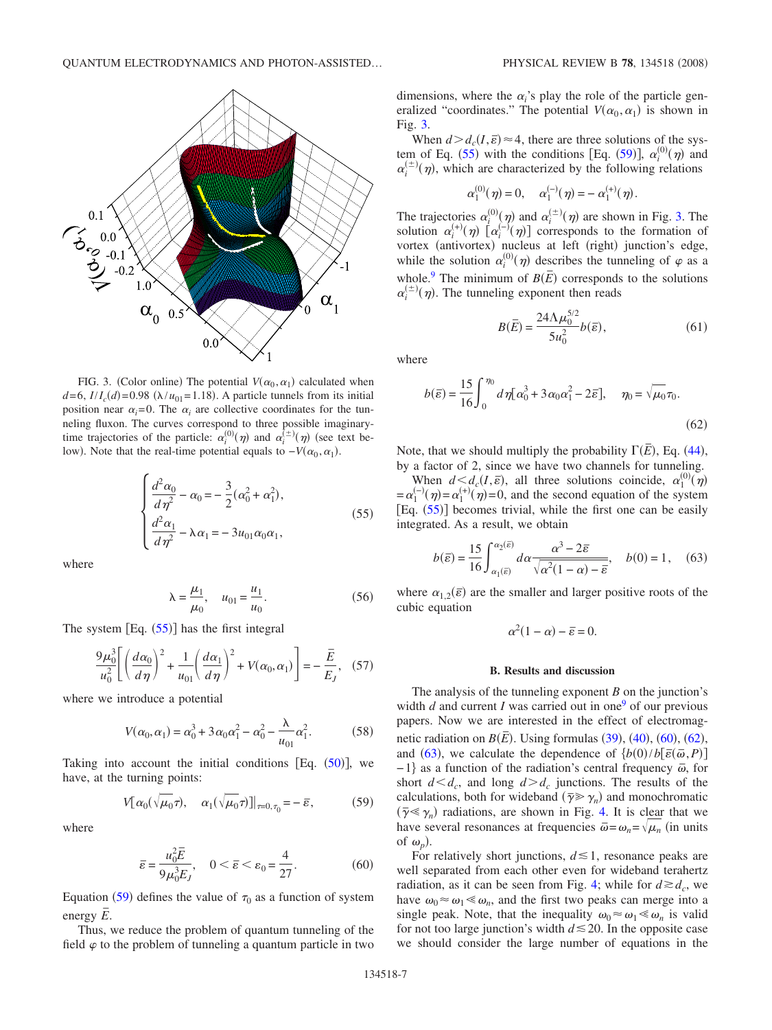FIG. 3. (Color online) The potential $V(\alpha_0,\alpha_1)$ calculated when $d=6$, $I/I_c(d)=0.98$ ($\lambda/u_{01}=1.18$). A particle tunnels from its initial position near $\alpha_i=0$. The $\alpha_i$ are collective coordinates for the tunneling fluxon. The curves correspond to three possible imaginary-time trajectories of the particle: $\alpha_i^{(0)}(\eta)$ and $\alpha_i^{(\pm)}(\eta)$ (see text below). Note that the real-time potential equals to $-V(\alpha_0,\alpha_1)$.

$$
\begin{cases}
\dfrac{d^2\alpha_0}{d\eta^2} - \alpha_0 = -\dfrac{3}{2}(\alpha_0^2+\alpha_1^2),\\[2mm]
\dfrac{d^2\alpha_1}{d\eta^2} - \lambda\alpha_1 = -3u_{01}\alpha_0\alpha_1,
\end{cases}
\tag{55}
$$

where

$$
\lambda = \frac{\mu_1}{\mu_0}, \quad u_{01} = \frac{u_1}{u_0}. \tag{56}
$$

The system [Eq. (55)] has the first integral

$$
\frac{9\mu_0^3}{u_0^2}\left[\left(\frac{d\alpha_0}{d\eta}\right)^2 + \frac{1}{u_{01}}\left(\frac{d\alpha_1}{d\eta}\right)^2 + V(\alpha_0,\alpha_1)\right] = -\frac{\bar{E}}{E_J}, \tag{57}
$$

where we introduce a potential

$$
V(\alpha_0,\alpha_1) = \alpha_0^3 + 3\alpha_0\alpha_1^2 - \alpha_0^2 - \frac{\lambda}{u_{01}}\alpha_1^2. \tag{58}
$$

Taking into account the initial conditions [Eq. (50)], we have, at the turning points:

$$
V[\alpha_0(\sqrt{\mu_0}\tau), \quad \alpha_1(\sqrt{\mu_0}\tau)]|_{\tau=0,\tau_0} = -\bar{\varepsilon}, \tag{59}
$$

where

$$
\bar{\varepsilon} = \frac{u_0^2\bar{E}}{9\mu_0^3E_J}, \quad 0<\bar{\varepsilon}<\varepsilon_0=\frac{4}{27}. \tag{60}
$$

Equation (59) defines the value of $\tau_0$ as a function of system energy $\bar{E}$.

Thus, we reduce the problem of quantum tunneling of the field $\varphi$ to the problem of tunneling a quantum particle in two dimensions, where the $\alpha_i$'s play the role of the particle generalized "coordinates." The potential $V(\alpha_0,\alpha_1)$ is shown in Fig. 3.

When $d>d_c(I,\bar{\varepsilon})\approx 4$, there are three solutions of the system of Eq. (55) with the conditions [Eq. (59)], $\alpha_i^{(0)}(\eta)$ and $\alpha_i^{(\pm)}(\eta)$, which are characterized by the following relations

$$
\alpha_1^{(0)}(\eta)=0, \quad \alpha_1^{(-)}(\eta) = -\alpha_1^{(+)}(\eta).
$$

The trajectories $\alpha_i^{(0)}(\eta)$ and $\alpha_i^{(\pm)}(\eta)$ are shown in Fig. 3. The solution $\alpha_i^{(+)}(\eta)$ [$\alpha_i^{(-)}(\eta)$] corresponds to the formation of vortex (antivortex) nucleus at left (right) junction's edge, while the solution $\alpha_i^{(0)}(\eta)$ describes the tunneling of $\varphi$ as a whole.[9] The minimum of $B(\bar{E})$ corresponds to the solutions $\alpha_i^{(\pm)}(\eta)$. The tunneling exponent then reads

$$
B(\bar{E}) = \frac{24\Lambda\mu_0^{5/2}}{5u_0^2}b(\bar{\varepsilon}), \tag{61}
$$

where

$$
b(\bar{\varepsilon}) = \frac{15}{16}\int_0^{\eta_0} d\eta[\alpha_0^3+3\alpha_0\alpha_1^2-2\bar{\varepsilon}], \quad \eta_0=\sqrt{\mu_0}\tau_0. \tag{62}
$$

Note, that we should multiply the probability $\Gamma(\bar{E})$, Eq. (44), by a factor of 2, since we have two channels for tunneling.

When $d<d_c(I,\bar{\varepsilon})$, all three solutions coincide, $\alpha_1^{(0)}(\eta) = \alpha_1^{(-)}(\eta) = \alpha_1^{(+)}(\eta)=0$, and the second equation of the system [Eq. (55)] becomes trivial, while the first one can be easily integrated. As a result, we obtain

$$
b(\bar{\varepsilon}) = \frac{15}{16}\int_{\alpha_1(\bar{\varepsilon})}^{\alpha_2(\bar{\varepsilon})} d\alpha\frac{\alpha^3-2\bar{\varepsilon}}{\sqrt{\alpha^2(1-\alpha)-\bar{\varepsilon}}}, \quad b(0)=1, \tag{63}
$$

where $\alpha_{1,2}(\bar{\varepsilon})$ are the smaller and larger positive roots of the cubic equation

$$
\alpha^2(1-\alpha)-\bar{\varepsilon}=0.
$$

### B. Results and discussion

The analysis of the tunneling exponent $B$ on the junction's width $d$ and current $I$ was carried out in one[9] of our previous papers. Now we are interested in the effect of electromagnetic radiation on $B(\bar{E})$. Using formulas (39), (40), (60), (62), and (63), we calculate the dependence of $\{b(0)/b[\bar{\varepsilon}(\bar{\omega},P)]-1\}$ as a function of the radiation's central frequency $\bar{\omega}$, for short $d<d_c$, and long $d>d_c$ junctions. The results of the calculations, both for wideband ($\bar{\gamma}\gg\gamma_n$) and monochromatic ($\bar{\gamma}\ll\gamma_n$) radiations, are shown in Fig. 4. It is clear that we have several resonances at frequencies $\bar{\omega}=\omega_n=\sqrt{\mu_n}$ (in units of $\omega_p$).

For relatively short junctions, $d\lesssim 1$, resonance peaks are well separated from each other even for wideband terahertz radiation, as it can be seen from Fig. 4; while for $d\gtrsim d_c$, we have $\omega_0\approx\omega_1\ll\omega_n$, and the first two peaks can merge into a single peak. Note, that the inequality $\omega_0\approx\omega_1\ll\omega_n$ is valid for not too large junction's width $d\lesssim 20$. In the opposite case we should consider the large number of equations in the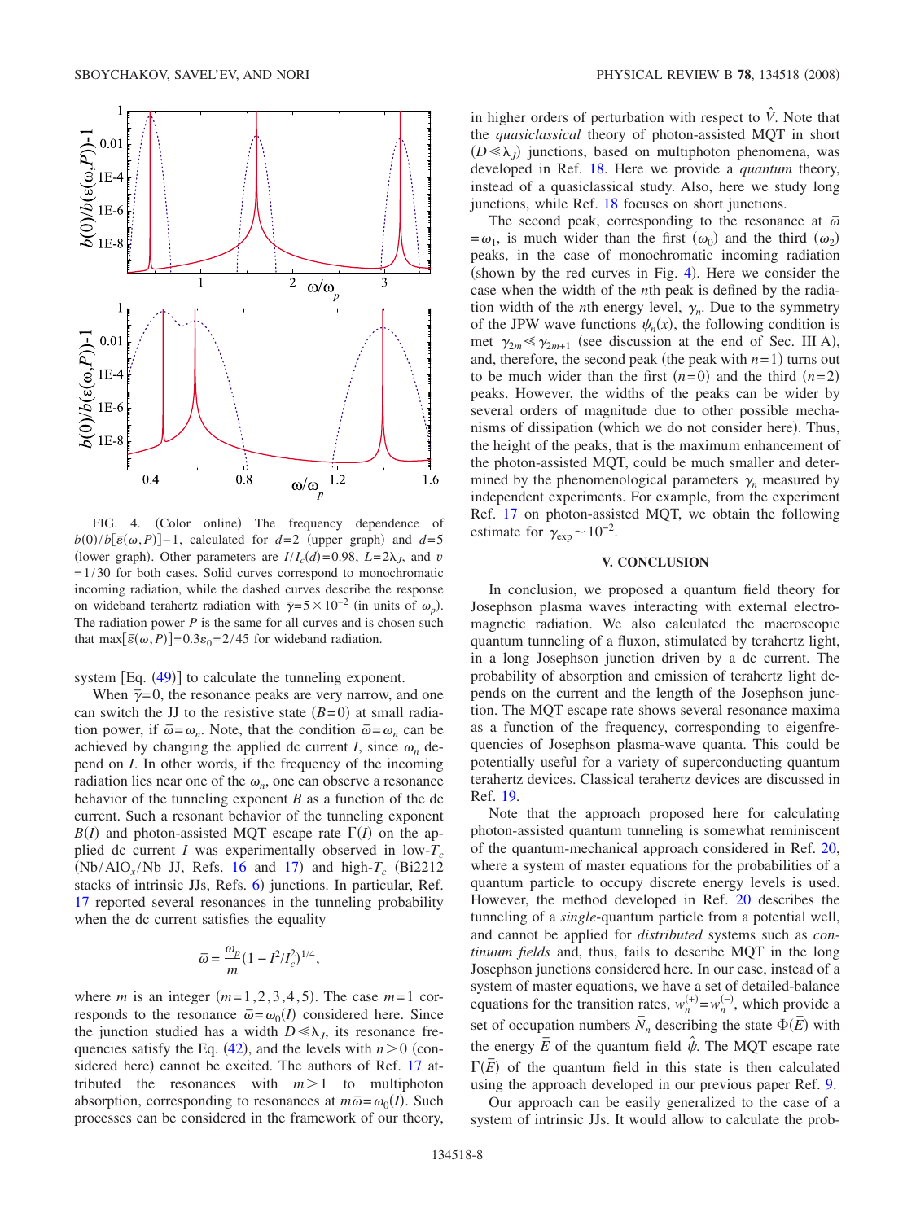FIG. 4. (Color online) The frequency dependence of $b(0)/b[\bar{\varepsilon}(\omega,P)]-1$, calculated for $d=2$ (upper graph) and $d=5$ (lower graph). Other parameters are $I/I_c(d)=0.98$, $L=2\lambda_J$, and $v=1/30$ for both cases. Solid curves correspond to monochromatic incoming radiation, while the dashed curves describe the response on wideband terahertz radiation with $\bar{\gamma}=5\times 10^{-2}$ (in units of $\omega_p$). The radiation power $P$ is the same for all curves and is chosen such that $\max[\bar{\varepsilon}(\omega,P)]=0.3\varepsilon_0=2/45$ for wideband radiation.

system [Eq. (49)] to calculate the tunneling exponent.

When $\bar{\gamma}=0$, the resonance peaks are very narrow, and one can switch the JJ to the resistive state $(B=0)$ at small radiation power, if $\bar{\omega}=\omega_n$. Note, that the condition $\bar{\omega}=\omega_n$ can be achieved by changing the applied dc current $I$, since $\omega_n$ depend on $I$. In other words, if the frequency of the incoming radiation lies near one of the $\omega_n$, one can observe a resonance behavior of the tunneling exponent $B$ as a function of the dc current. Such a resonant behavior of the tunneling exponent $B(I)$ and photon-assisted MQT escape rate $\Gamma(I)$ on the applied dc current $I$ was experimentally observed in low-$T_c$ ($Nb/AlO_x/Nb$ JJ, Refs. 16 and 17) and high-$T_c$ (Bi2212 stacks of intrinsic JJs, Refs. 6) junctions. In particular, Ref. 17 reported several resonances in the tunneling probability when the dc current satisfies the equality

$$\bar{\omega}=\frac{\omega_p}{m}(1-I^2/I_c^2)^{1/4},$$

where $m$ is an integer $(m=1,2,3,4,5)$. The case $m=1$ corresponds to the resonance $\bar{\omega}=\omega_0(I)$ considered here. Since the junction studied has a width $D\ll\lambda_J$, its resonance frequencies satisfy the Eq. (42), and the levels with $n>0$ (considered here) cannot be excited. The authors of Ref. 17 attributed the resonances with $m>1$ to multiphoton absorption, corresponding to resonances at $m\bar{\omega}=\omega_0(I)$. Such processes can be considered in the framework of our theory, in higher orders of perturbation with respect to $\hat{V}$. Note that the *quasiclassical* theory of photon-assisted MQT in short $(D\ll\lambda_J)$ junctions, based on multiphoton phenomena, was developed in Ref. 18. Here we provide a *quantum* theory, instead of a quasiclassical study. Also, here we study long junctions, while Ref. 18 focuses on short junctions.

The second peak, corresponding to the resonance at $\bar{\omega}=\omega_1$, is much wider than the first $(\omega_0)$ and the third $(\omega_2)$ peaks, in the case of monochromatic incoming radiation (shown by the red curves in Fig. 4). Here we consider the case when the width of the $n$th peak is defined by the radiation width of the $n$th energy level, $\gamma_n$. Due to the symmetry of the JPW wave functions $\psi_n(x)$, the following condition is met $\gamma_{2m}\ll\gamma_{2m+1}$ (see discussion at the end of Sec. III A), and, therefore, the second peak (the peak with $n=1$) turns out to be much wider than the first $(n=0)$ and the third $(n=2)$ peaks. However, the widths of the peaks can be wider by several orders of magnitude due to other possible mechanisms of dissipation (which we do not consider here). Thus, the height of the peaks, that is the maximum enhancement of the photon-assisted MQT, could be much smaller and determined by the phenomenological parameters $\gamma_n$ measured by independent experiments. For example, from the experiment Ref. 17 on photon-assisted MQT, we obtain the following estimate for $\gamma_{\text{exp}}\sim 10^{-2}$.

## V. CONCLUSION

In conclusion, we proposed a quantum field theory for Josephson plasma waves interacting with external electromagnetic radiation. We also calculated the macroscopic quantum tunneling of a fluxon, stimulated by terahertz light, in a long Josephson junction driven by a dc current. The probability of absorption and emission of terahertz light depends on the current and the length of the Josephson junction. The MQT escape rate shows several resonance maxima as a function of the frequency, corresponding to eigenfrequencies of Josephson plasma-wave quanta. This could be potentially useful for a variety of superconducting quantum terahertz devices. Classical terahertz devices are discussed in Ref. 19.

Note that the approach proposed here for calculating photon-assisted quantum tunneling is somewhat reminiscent of the quantum-mechanical approach considered in Ref. 20, where a system of master equations for the probabilities of a quantum particle to occupy discrete energy levels is used. However, the method developed in Ref. 20 describes the tunneling of a *single*-quantum particle from a potential well, and cannot be applied for *distributed* systems such as *continuum fields* and, thus, fails to describe MQT in the long Josephson junctions considered here. In our case, instead of a system of master equations, we have a set of detailed-balance equations for the transition rates, $w_n^{(+)}=w_n^{(-)}$, which provide a set of occupation numbers $\bar{N}_n$ describing the state $\Phi(\bar{E})$ with the energy $\bar{E}$ of the quantum field $\hat{\psi}$. The MQT escape rate $\Gamma(\bar{E})$ of the quantum field in this state is then calculated using the approach developed in our previous paper Ref. 9.

Our approach can be easily generalized to the case of a system of intrinsic JJs. It would allow to calculate the prob-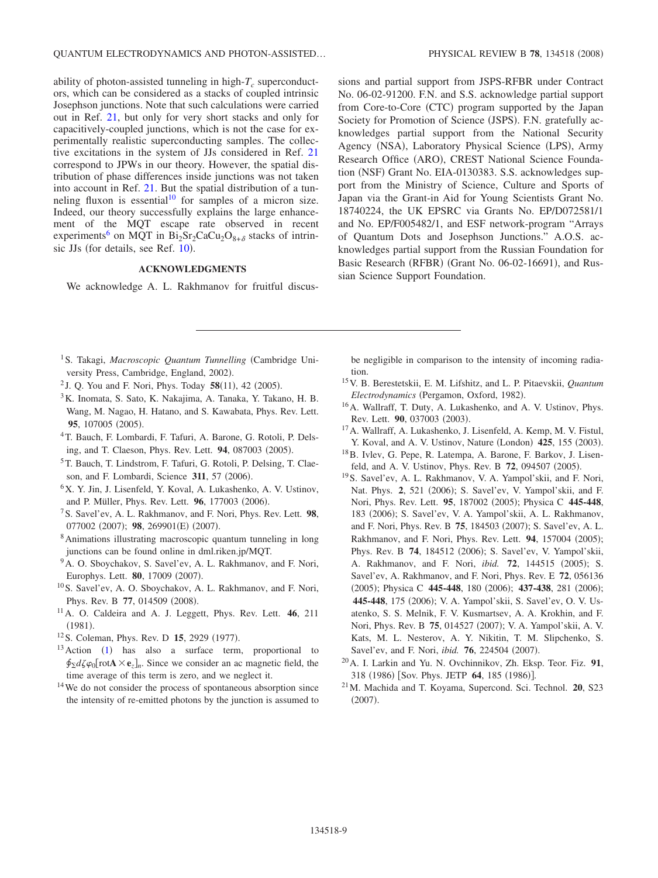ability of photon-assisted tunneling in high-$T_c$ superconductors, which can be considered as a stacks of coupled intrinsic Josephson junctions. Note that such calculations were carried out in Ref. 21, but only for very short stacks and only for capacitively-coupled junctions, which is not the case for experimentally realistic superconducting samples. The collective excitations in the system of JJs considered in Ref. 21 correspond to JPWs in our theory. However, the spatial distribution of phase differences inside junctions was not taken into account in Ref. 21. But the spatial distribution of a tunneling fluxon is essential[10] for samples of a micron size. Indeed, our theory successfully explains the large enhancement of the MQT escape rate observed in recent experiments[6] on MQT in $Bi_2Sr_2CaCu_2O_{8+\delta}$ stacks of intrinsic JJs (for details, see Ref. 10).

## ACKNOWLEDGMENTS

We acknowledge A. L. Rakhmanov for fruitful discussions and partial support from JSPS-RFBR under Contract No. 06-02-91200. F.N. and S.S. acknowledge partial support from Core-to-Core (CTC) program supported by the Japan Society for Promotion of Science (JSPS). F.N. gratefully acknowledges partial support from the National Security Agency (NSA), Laboratory Physical Science (LPS), Army Research Office (ARO), CREST National Science Foundation (NSF) Grant No. EIA-0130383. S.S. acknowledges support from the Ministry of Science, Culture and Sports of Japan via the Grant-in Aid for Young Scientists Grant No. 18740224, the UK EPSRC via Grants No. EP/D072581/1 and No. EP/F005482/1, and ESF network-program "Arrays of Quantum Dots and Josephson Junctions." A.O.S. acknowledges partial support from the Russian Foundation for Basic Research (RFBR) (Grant No. 06-02-16691), and Russian Science Support Foundation.

---

[1] S. Takagi, *Macroscopic Quantum Tunnelling* (Cambridge University Press, Cambridge, England, 2002).

[2] J. Q. You and F. Nori, Phys. Today **58**(11), 42 (2005).

[3] K. Inomata, S. Sato, K. Nakajima, A. Tanaka, Y. Takano, H. B. Wang, M. Nagao, H. Hatano, and S. Kawabata, Phys. Rev. Lett. **95**, 107005 (2005).

[4] T. Bauch, F. Lombardi, F. Tafuri, A. Barone, G. Rotoli, P. Delsing, and T. Claeson, Phys. Rev. Lett. **94**, 087003 (2005).

[5] T. Bauch, T. Lindstrom, F. Tafuri, G. Rotoli, P. Delsing, T. Claeson, and F. Lombardi, Science **311**, 57 (2006).

[6] X. Y. Jin, J. Lisenfeld, Y. Koval, A. Lukashenko, A. V. Ustinov, and P. Müller, Phys. Rev. Lett. **96**, 177003 (2006).

[7] S. Savel'ev, A. L. Rakhmanov, and F. Nori, Phys. Rev. Lett. **98**, 077002 (2007); **98**, 269901(E) (2007).

[8] Animations illustrating macroscopic quantum tunneling in long junctions can be found online in dml.riken.jp/MQT.

[9] A. O. Sboychakov, S. Savel'ev, A. L. Rakhmanov, and F. Nori, Europhys. Lett. **80**, 17009 (2007).

[10] S. Savel'ev, A. O. Sboychakov, A. L. Rakhmanov, and F. Nori, Phys. Rev. B **77**, 014509 (2008).

[11] A. O. Caldeira and A. J. Leggett, Phys. Rev. Lett. **46**, 211 (1981).

[12] S. Coleman, Phys. Rev. D **15**, 2929 (1977).

[13] Action (1) has also a surface term, proportional to $\oint_\Sigma d\zeta \varphi_0[\text{rot}\mathbf{A}\times\mathbf{e}_z]_n$. Since we consider an ac magnetic field, the time average of this term is zero, and we neglect it.

[14] We do not consider the process of spontaneous absorption since the intensity of re-emitted photons by the junction is assumed to be negligible in comparison to the intensity of incoming radiation.

[15] V. B. Berestetskii, E. M. Lifshitz, and L. P. Pitaevskii, *Quantum Electrodynamics* (Pergamon, Oxford, 1982).

[16] A. Wallraff, T. Duty, A. Lukashenko, and A. V. Ustinov, Phys. Rev. Lett. **90**, 037003 (2003).

[17] A. Wallraff, A. Lukashenko, J. Lisenfeld, A. Kemp, M. V. Fistul, Y. Koval, and A. V. Ustinov, Nature (London) **425**, 155 (2003).

[18] B. Ivlev, G. Pepe, R. Latempa, A. Barone, F. Barkov, J. Lisenfeld, and A. V. Ustinov, Phys. Rev. B **72**, 094507 (2005).

[19] S. Savel'ev, A. L. Rakhmanov, V. A. Yampol'skii, and F. Nori, Nat. Phys. **2**, 521 (2006); S. Savel'ev, V. Yampol'skii, and F. Nori, Phys. Rev. Lett. **95**, 187002 (2005); Physica C **445-448**, 183 (2006); S. Savel'ev, V. A. Yampol'skii, A. L. Rakhmanov, and F. Nori, Phys. Rev. B **75**, 184503 (2007); S. Savel'ev, A. L. Rakhmanov, and F. Nori, Phys. Rev. Lett. **94**, 157004 (2005); Phys. Rev. B **74**, 184512 (2006); S. Savel'ev, V. Yampol'skii, A. Rakhmanov, and F. Nori, *ibid.* **72**, 144515 (2005); S. Savel'ev, A. Rakhmanov, and F. Nori, Phys. Rev. E **72**, 056136 (2005); Physica C **445-448**, 180 (2006); **437-438**, 281 (2006); **445-448**, 175 (2006); V. A. Yampol'skii, S. Savel'ev, O. V. Usatenko, S. S. Melnik, F. V. Kusmartsev, A. A. Krokhin, and F. Nori, Phys. Rev. B **75**, 014527 (2007); V. A. Yampol'skii, A. V. Kats, M. L. Nesterov, A. Y. Nikitin, T. M. Slipchenko, S. Savel'ev, and F. Nori, *ibid.* **76**, 224504 (2007).

[20] A. I. Larkin and Yu. N. Ovchinnikov, Zh. Eksp. Teor. Fiz. **91**, 318 (1986) [Sov. Phys. JETP **64**, 185 (1986)].

[21] M. Machida and T. Koyama, Supercond. Sci. Technol. **20**, S23 (2007).